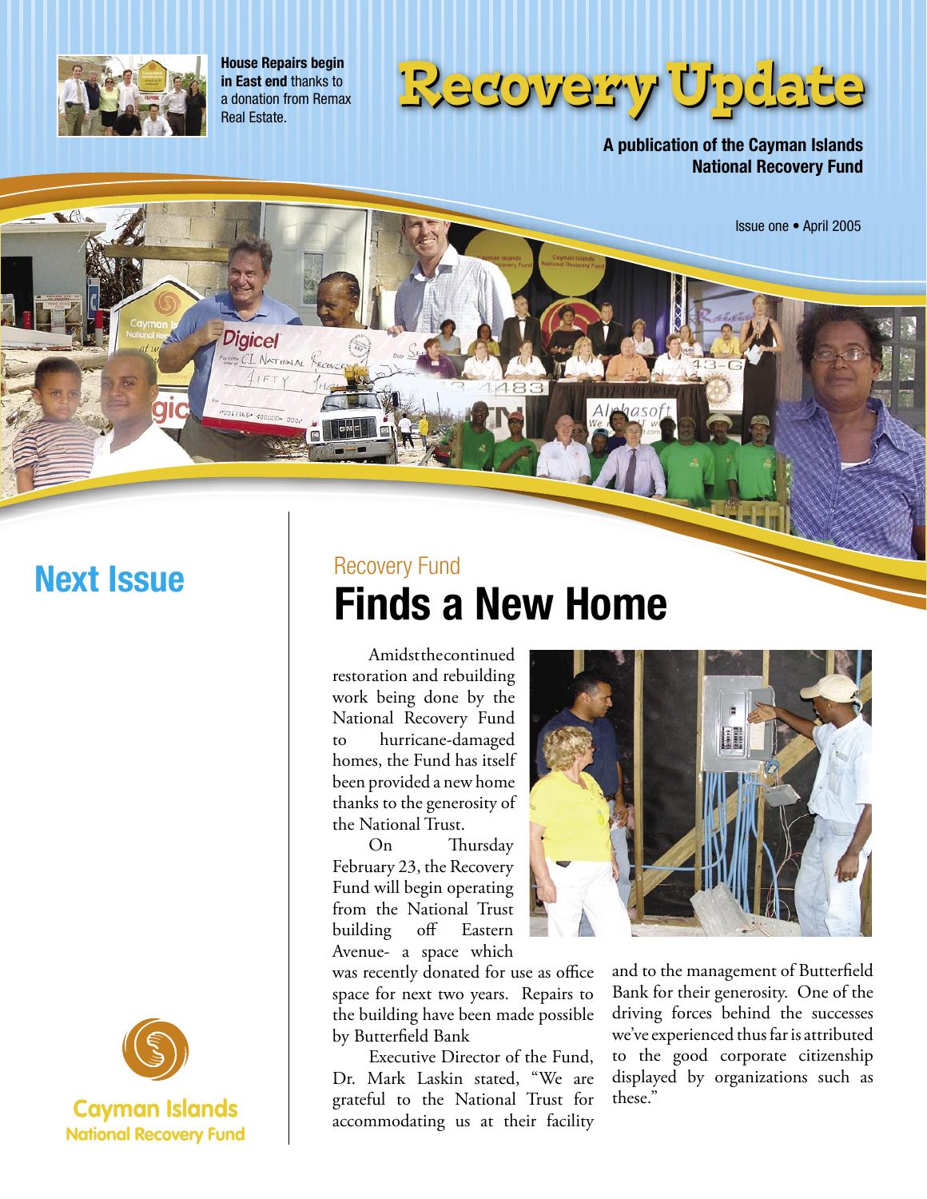**House Repairs begin in East end** thanks to a donation from Remax Real Estate.

# Recovery Update

**A publication of the Cayman Islands National Recovery Fund**

Issue one • April 2005

## Next Issue

Recovery Fund

# Finds a New Home

Amidst the continued restoration and rebuilding work being done by the National Recovery Fund to hurricane-damaged homes, the Fund has itself been provided a new home thanks to the generosity of the National Trust.

On Thursday February 23, the Recovery Fund will begin operating from the National Trust building off Eastern Avenue- a space which was recently donated for use as office space for next two years. Repairs to the building have been made possible by Butterfield Bank

Executive Director of the Fund, Dr. Mark Laskin stated, "We are grateful to the National Trust for accommodating us at their facility and to the management of Butterfield Bank for their generosity. One of the driving forces behind the successes we've experienced thus far is attributed to the good corporate citizenship displayed by organizations such as these."

Cayman Islands National Recovery Fund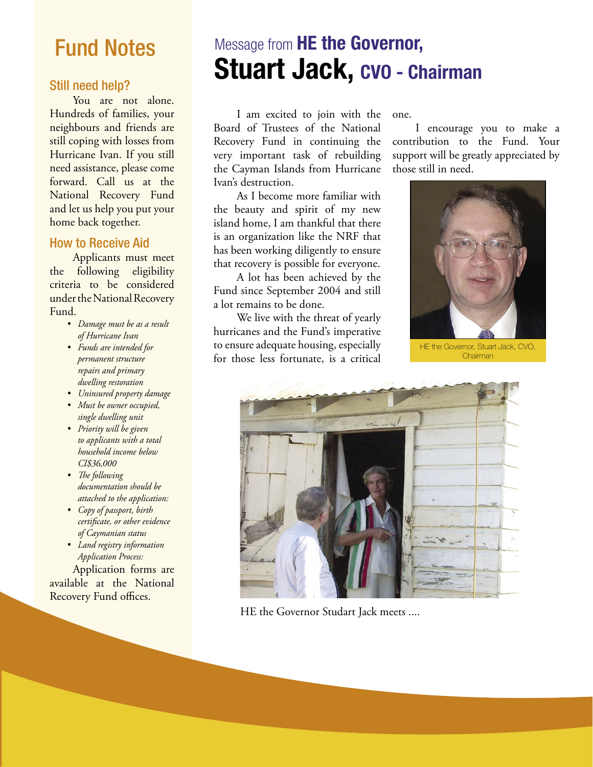# Fund Notes

## Still need help?

You are not alone. Hundreds of families, your neighbours and friends are still coping with losses from Hurricane Ivan. If you still need assistance, please come forward. Call us at the National Recovery Fund and let us help you put your home back together.

## How to Receive Aid

Applicants must meet the following eligibility criteria to be considered under the National Recovery Fund.

- *Damage must be as a result of Hurricane Ivan*
- *Funds are intended for permanent structure repairs and primary dwelling restoration*
- *Uninsured property damage*
- *Must be owner occupied, single dwelling unit*
- *Priority will be given to applicants with a total household income below CI$36,000*
- *The following documentation should be attached to the application:*
- *Copy of passport, birth certificate, or other evidence of Caymanian status*
- *Land registry information*

*Application Process:*

Application forms are available at the National Recovery Fund offices.

# Message from **HE the Governor, Stuart Jack, CVO - Chairman**

I am excited to join with the Board of Trustees of the National Recovery Fund in continuing the very important task of rebuilding the Cayman Islands from Hurricane Ivan's destruction.

As I become more familiar with the beauty and spirit of my new island home, I am thankful that there is an organization like the NRF that has been working diligently to ensure that recovery is possible for everyone.

A lot has been achieved by the Fund since September 2004 and still a lot remains to be done.

We live with the threat of yearly hurricanes and the Fund's imperative to ensure adequate housing, especially for those less fortunate, is a critical one.

I encourage you to make a contribution to the Fund. Your support will be greatly appreciated by those still in need.

HE the Governor, Stuart Jack, CVO, Chairman

HE the Governor Studart Jack meets ....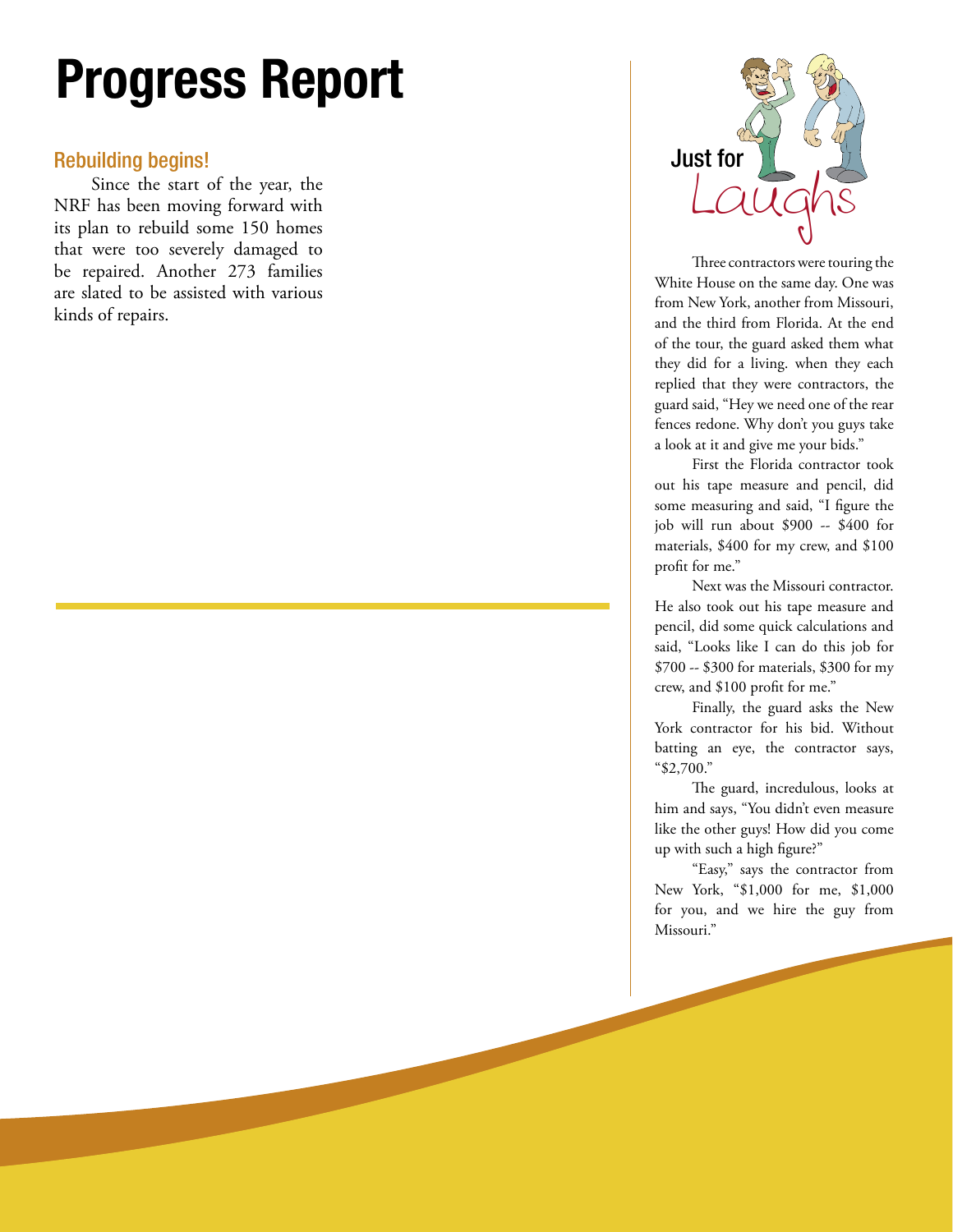# Progress Report

## Rebuilding begins!

Since the start of the year, the NRF has been moving forward with its plan to rebuild some 150 homes that were too severely damaged to be repaired. Another 273 families are slated to be assisted with various kinds of repairs.

## Just for Laughs

Three contractors were touring the White House on the same day. One was from New York, another from Missouri, and the third from Florida. At the end of the tour, the guard asked them what they did for a living. when they each replied that they were contractors, the guard said, "Hey we need one of the rear fences redone. Why don't you guys take a look at it and give me your bids."

First the Florida contractor took out his tape measure and pencil, did some measuring and said, "I figure the job will run about $900 -- $400 for materials, $400 for my crew, and $100 profit for me."

Next was the Missouri contractor. He also took out his tape measure and pencil, did some quick calculations and said, "Looks like I can do this job for $700 -- $300 for materials, $300 for my crew, and $100 profit for me."

Finally, the guard asks the New York contractor for his bid. Without batting an eye, the contractor says, "$2,700."

The guard, incredulous, looks at him and says, "You didn't even measure like the other guys! How did you come up with such a high figure?"

"Easy," says the contractor from New York, "$1,000 for me, $1,000 for you, and we hire the guy from Missouri."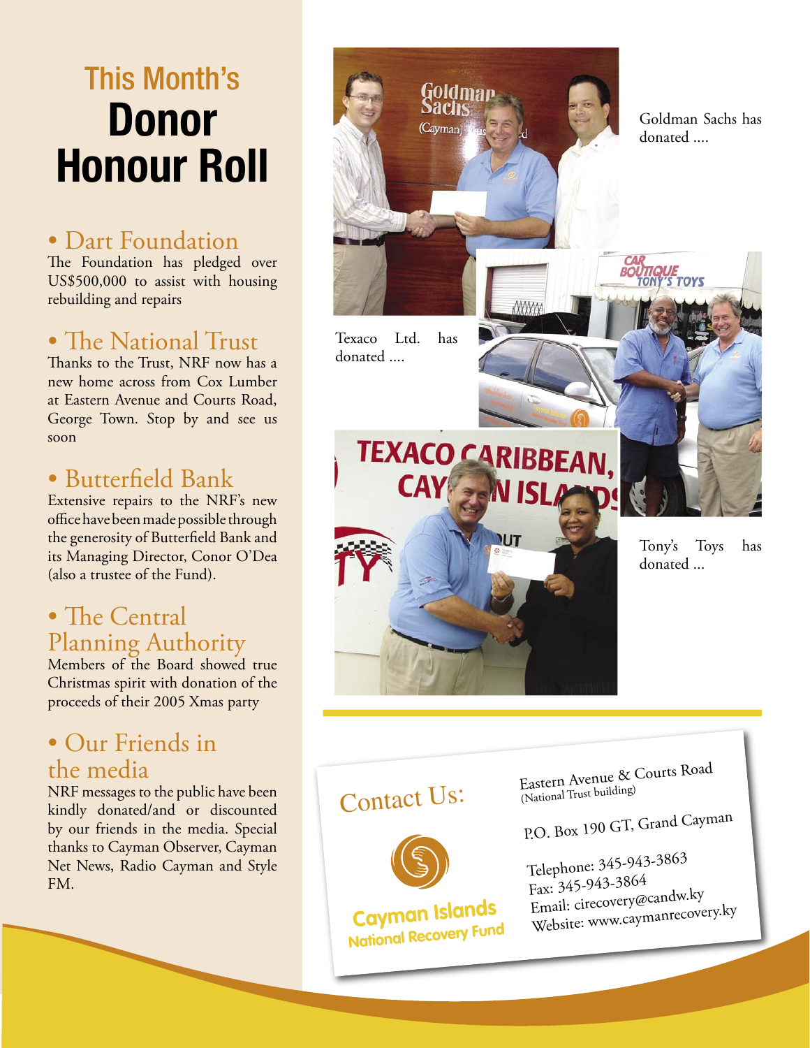# This Month's Donor Honour Roll

## • Dart Foundation

The Foundation has pledged over US$500,000 to assist with housing rebuilding and repairs

## • The National Trust

Thanks to the Trust, NRF now has a new home across from Cox Lumber at Eastern Avenue and Courts Road, George Town. Stop by and see us soon

## • Butterfield Bank

Extensive repairs to the NRF's new office have been made possible through the generosity of Butterfield Bank and its Managing Director, Conor O'Dea (also a trustee of the Fund).

## • The Central Planning Authority

Members of the Board showed true Christmas spirit with donation of the proceeds of their 2005 Xmas party

## • Our Friends in the media

NRF messages to the public have been kindly donated/and or discounted by our friends in the media. Special thanks to Cayman Observer, Cayman Net News, Radio Cayman and Style FM.

Goldman Sachs has donated ....

Texaco Ltd. has donated ....

Tony's Toys has donated ...

## Contact Us:

Cayman Islands National Recovery Fund

Eastern Avenue & Courts Road
(National Trust building)

P.O. Box 190 GT, Grand Cayman

Telephone: 345-943-3863
Fax: 345-943-3864
Email: cirecovery@candw.ky
Website: www.caymanrecovery.ky